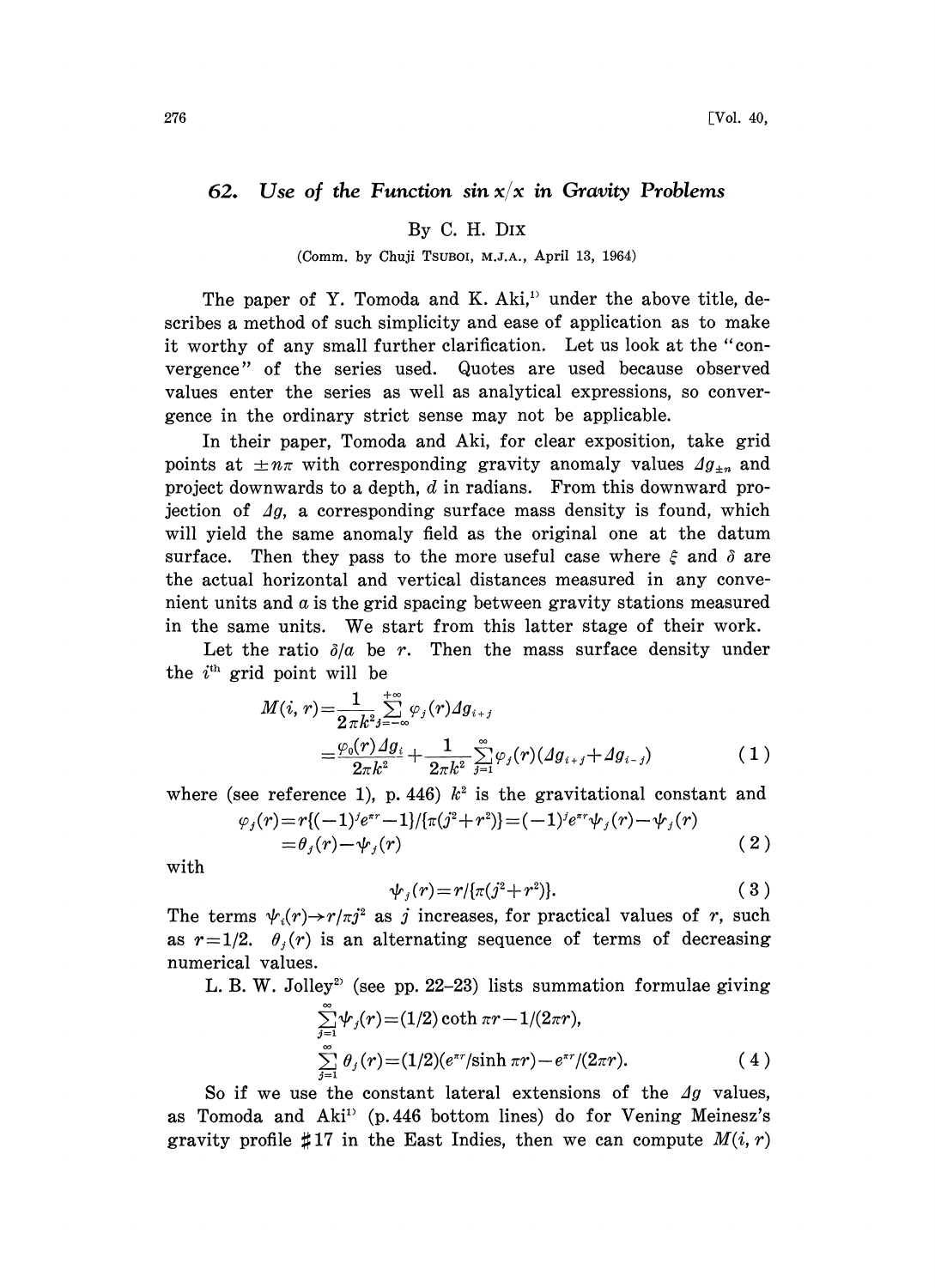# 62. Use of the Function $\sin x/x$ in Gravity Problems

By C. H. DIX

(Comm. by Chuji TSUBOI, M.J.A., April 13, 1964)

The paper of Y. Tomoda and K. Aki,[1] under the above title, describes a method of such simplicity and ease of application as to make it worthy of any small further clarification. Let us look at the "convergence" of the series used. Quotes are used because observed values enter the series as well as analytical expressions, so convergence in the ordinary strict sense may not be applicable.

In their paper, Tomoda and Aki, for clear exposition, take grid points at $\pm n\pi$ with corresponding gravity anomaly values $\Delta g_{\pm n}$ and project downwards to a depth, $d$ in radians. From this downward projection of $\Delta g$, a corresponding surface mass density is found, which will yield the same anomaly field as the original one at the datum surface. Then they pass to the more useful case where $\xi$ and $\delta$ are the actual horizontal and vertical distances measured in any convenient units and $a$ is the grid spacing between gravity stations measured in the same units. We start from this latter stage of their work.

Let the ratio $\delta/a$ be $r$. Then the mass surface density under the $i^{\text{th}}$ grid point will be

$$
\begin{aligned}
M(i, r) &= \frac{1}{2\pi k^2} \sum_{j=-\infty}^{+\infty} \varphi_j(r) \Delta g_{i+j} \\
&= \frac{\varphi_0(r)\Delta g_i}{2\pi k^2} + \frac{1}{2\pi k^2} \sum_{j=1}^{\infty} \varphi_j(r)(\Delta g_{i+j} + \Delta g_{i-j}) \qquad (1)
\end{aligned}
$$

where (see reference 1), p. 446) $k^2$ is the gravitational constant and

$$
\begin{aligned}
\varphi_j(r) &= r\{(-1)^j e^{\pi r} - 1\}/\{\pi(j^2 + r^2)\} = (-1)^j e^{\pi r} \psi_j(r) - \psi_j(r) \\
&= \theta_j(r) - \psi_j(r) \qquad (2)
\end{aligned}
$$

with

$$
\psi_j(r) = r/\{\pi(j^2 + r^2)\}. \qquad (3)
$$

The terms $\psi_i(r) \to r/\pi j^2$ as $j$ increases, for practical values of $r$, such as $r = 1/2$. $\theta_j(r)$ is an alternating sequence of terms of decreasing numerical values.

L. B. W. Jolley[2] (see pp. 22–23) lists summation formulae giving

$$
\begin{aligned}
&\sum_{j=1}^{\infty} \psi_j(r) = (1/2)\coth \pi r - 1/(2\pi r), \\
&\sum_{j=1}^{\infty} \theta_j(r) = (1/2)(e^{\pi r}/\sinh \pi r) - e^{\pi r}/(2\pi r). \qquad (4)
\end{aligned}
$$

So if we use the constant lateral extensions of the $\Delta g$ values, as Tomoda and Aki[1] (p. 446 bottom lines) do for Vening Meinesz's gravity profile #17 in the East Indies, then we can compute $M(i, r)$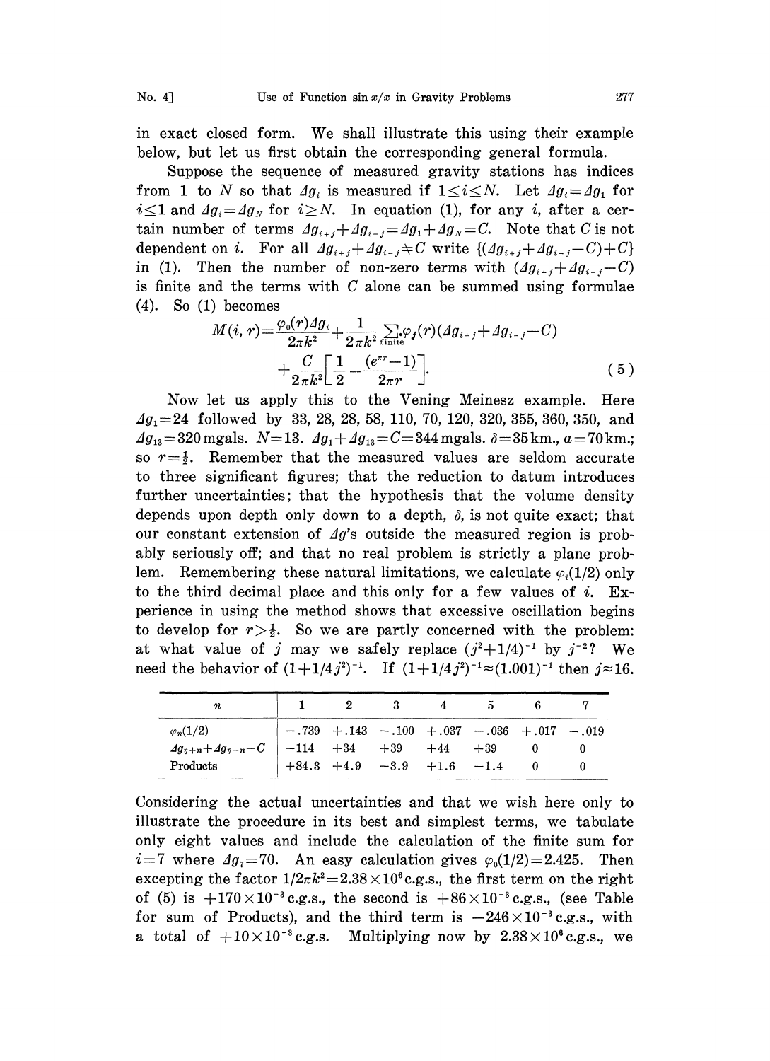in exact closed form. We shall illustrate this using their example below, but let us first obtain the corresponding general formula.

Suppose the sequence of measured gravity stations has indices from 1 to $N$ so that $\Delta g_i$ is measured if $1 \leq i \leq N$. Let $\Delta g_i = \Delta g_1$ for $i \leq 1$ and $\Delta g_i = \Delta g_N$ for $i \geq N$. In equation (1), for any $i$, after a certain number of terms $\Delta g_{i+j} + \Delta g_{i-j} = \Delta g_1 + \Delta g_N = C$. Note that $C$ is not dependent on $i$. For all $\Delta g_{i+j} + \Delta g_{i-j} \neq C$ write $\{(\Delta g_{i+j} + \Delta g_{i-j} - C) + C\}$ in (1). Then the number of non-zero terms with $(\Delta g_{i+j} + \Delta g_{i-j} - C)$ is finite and the terms with $C$ alone can be summed using formulae (4). So (1) becomes

$$M(i, r) = \frac{\varphi_0(r)\Delta g_i}{2\pi k^2} + \frac{1}{2\pi k^2} \sum_{\text{finite}} \varphi_j(r)(\Delta g_{i+j} + \Delta g_{i-j} - C) + \frac{C}{2\pi k^2}\left[\frac{1}{2} - \frac{(e^{\pi r} - 1)}{2\pi r}\right]. \tag{5}$$

Now let us apply this to the Vening Meinesz example. Here $\Delta g_1 = 24$ followed by 33, 28, 28, 58, 110, 70, 120, 320, 355, 360, 350, and $\Delta g_{13} = 320$ mgals. $N = 13$. $\Delta g_1 + \Delta g_{13} = C = 344$ mgals. $\delta = 35$ km., $a = 70$ km.; so $r = \frac{1}{2}$. Remember that the measured values are seldom accurate to three significant figures; that the reduction to datum introduces further uncertainties; that the hypothesis that the volume density depends upon depth only down to a depth, $\delta$, is not quite exact; that our constant extension of $\Delta g$'s outside the measured region is probably seriously off; and that no real problem is strictly a plane problem. Remembering these natural limitations, we calculate $\varphi_i(1/2)$ only to the third decimal place and this only for a few values of $i$. Experience in using the method shows that excessive oscillation begins to develop for $r > \frac{1}{2}$. So we are partly concerned with the problem: at what value of $j$ may we safely replace $(j^2 + 1/4)^{-1}$ by $j^{-2}$? We need the behavior of $(1 + 1/4j^2)^{-1}$. If $(1 + 1/4j^2)^{-1} \approx (1.001)^{-1}$ then $j \approx 16$.

| $n$ | 1 | 2 | 3 | 4 | 5 | 6 | 7 |
|---|---|---|---|---|---|---|---|
| $\varphi_n(1/2)$ | $-.739$ | $+.143$ | $-.100$ | $+.037$ | $-.036$ | $+.017$ | $-.019$ |
| $\Delta g_{7+n} + \Delta g_{7-n} - C$ | $-114$ | $+34$ | $+39$ | $+44$ | $+39$ | 0 | 0 |
| Products | $+84.3$ | $+4.9$ | $-3.9$ | $+1.6$ | $-1.4$ | 0 | 0 |

Considering the actual uncertainties and that we wish here only to illustrate the procedure in its best and simplest terms, we tabulate only eight values and include the calculation of the finite sum for $i = 7$ where $\Delta g_7 = 70$. An easy calculation gives $\varphi_0(1/2) = 2.425$. Then excepting the factor $1/2\pi k^2 = 2.38 \times 10^6$ c.g.s., the first term on the right of (5) is $+170 \times 10^{-3}$ c.g.s., the second is $+86 \times 10^{-3}$ c.g.s., (see Table for sum of Products), and the third term is $-246 \times 10^{-3}$ c.g.s., with a total of $+10 \times 10^{-3}$ c.g.s. Multiplying now by $2.38 \times 10^6$ c.g.s., we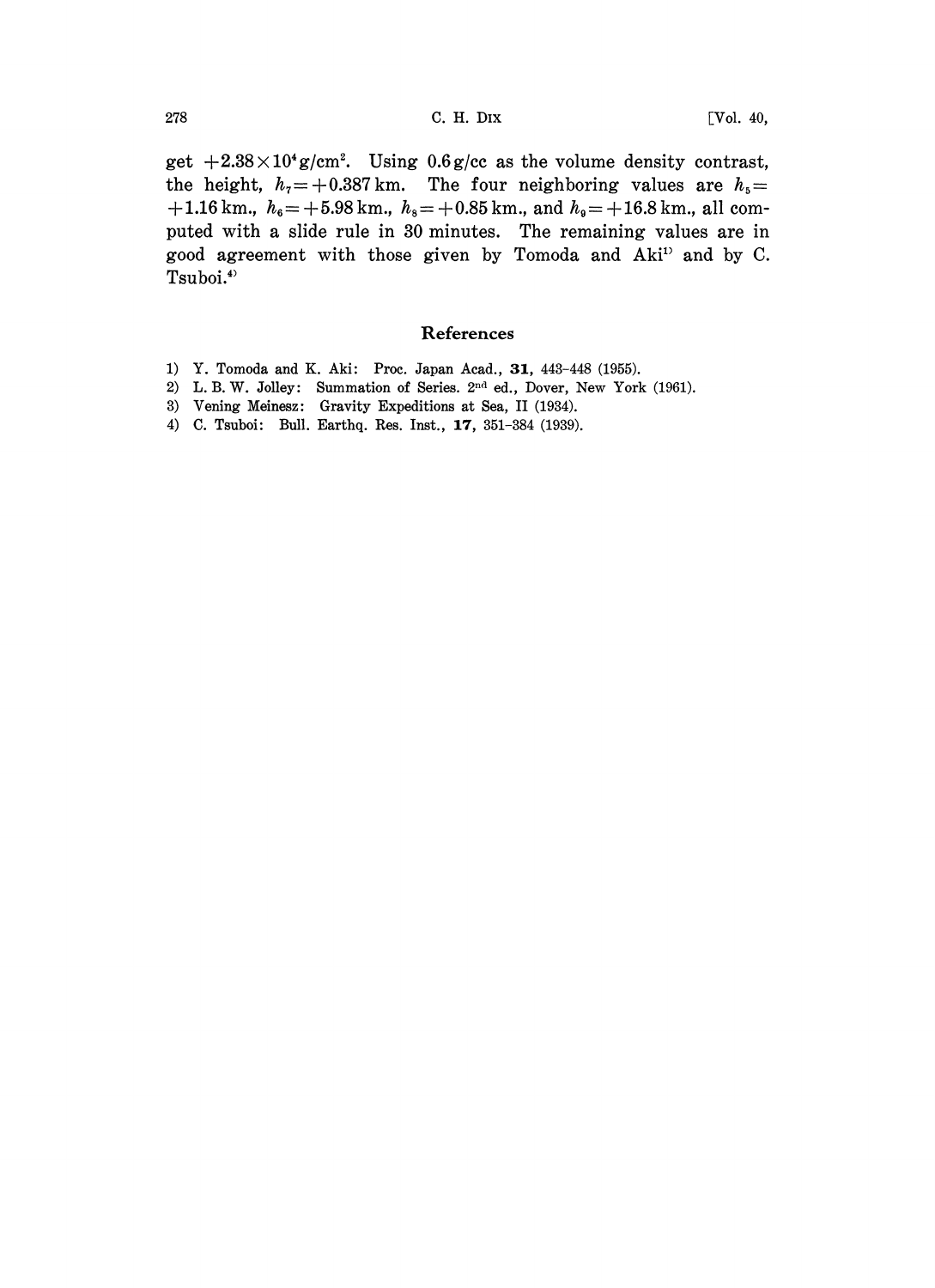get $+2.38\times10^4\,\mathrm{g/cm^2}$. Using 0.6 g/cc as the volume density contrast, the height, $h_7=+0.387$ km. The four neighboring values are $h_5=+1.16$ km., $h_6=+5.98$ km., $h_8=+0.85$ km., and $h_9=+16.8$ km., all computed with a slide rule in 30 minutes. The remaining values are in good agreement with those given by Tomoda and Aki[1] and by C. Tsuboi.[4]

## References

1) Y. Tomoda and K. Aki: Proc. Japan Acad., **31**, 443–448 (1955).
2) L. B. W. Jolley: Summation of Series. 2nd ed., Dover, New York (1961).
3) Vening Meinesz: Gravity Expeditions at Sea, II (1934).
4) C. Tsuboi: Bull. Earthq. Res. Inst., **17**, 351–384 (1939).